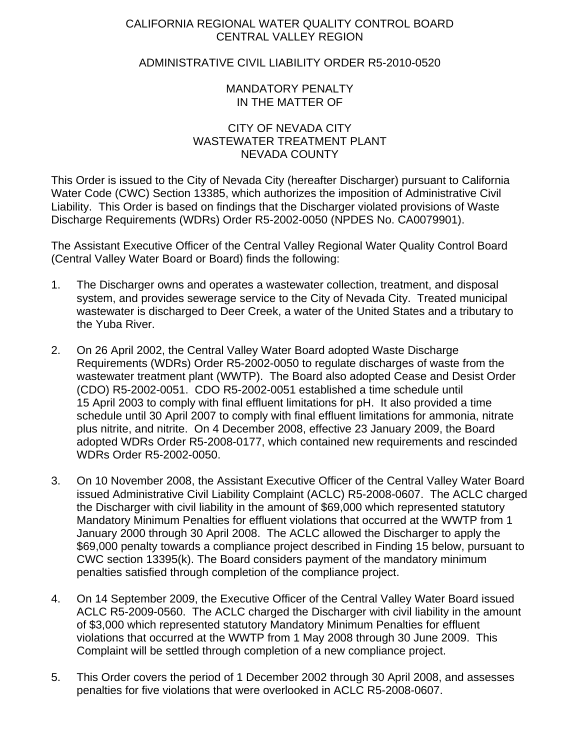CALIFORNIA REGIONAL WATER QUALITY CONTROL BOARD
CENTRAL VALLEY REGION

ADMINISTRATIVE CIVIL LIABILITY ORDER R5-2010-0520

MANDATORY PENALTY
IN THE MATTER OF

CITY OF NEVADA CITY
WASTEWATER TREATMENT PLANT
NEVADA COUNTY

This Order is issued to the City of Nevada City (hereafter Discharger) pursuant to California Water Code (CWC) Section 13385, which authorizes the imposition of Administrative Civil Liability. This Order is based on findings that the Discharger violated provisions of Waste Discharge Requirements (WDRs) Order R5-2002-0050 (NPDES No. CA0079901).

The Assistant Executive Officer of the Central Valley Regional Water Quality Control Board (Central Valley Water Board or Board) finds the following:

1. The Discharger owns and operates a wastewater collection, treatment, and disposal system, and provides sewerage service to the City of Nevada City. Treated municipal wastewater is discharged to Deer Creek, a water of the United States and a tributary to the Yuba River.

2. On 26 April 2002, the Central Valley Water Board adopted Waste Discharge Requirements (WDRs) Order R5-2002-0050 to regulate discharges of waste from the wastewater treatment plant (WWTP). The Board also adopted Cease and Desist Order (CDO) R5-2002-0051. CDO R5-2002-0051 established a time schedule until 15 April 2003 to comply with final effluent limitations for pH. It also provided a time schedule until 30 April 2007 to comply with final effluent limitations for ammonia, nitrate plus nitrite, and nitrite. On 4 December 2008, effective 23 January 2009, the Board adopted WDRs Order R5-2008-0177, which contained new requirements and rescinded WDRs Order R5-2002-0050.

3. On 10 November 2008, the Assistant Executive Officer of the Central Valley Water Board issued Administrative Civil Liability Complaint (ACLC) R5-2008-0607. The ACLC charged the Discharger with civil liability in the amount of $69,000 which represented statutory Mandatory Minimum Penalties for effluent violations that occurred at the WWTP from 1 January 2000 through 30 April 2008. The ACLC allowed the Discharger to apply the $69,000 penalty towards a compliance project described in Finding 15 below, pursuant to CWC section 13395(k). The Board considers payment of the mandatory minimum penalties satisfied through completion of the compliance project.

4. On 14 September 2009, the Executive Officer of the Central Valley Water Board issued ACLC R5-2009-0560. The ACLC charged the Discharger with civil liability in the amount of $3,000 which represented statutory Mandatory Minimum Penalties for effluent violations that occurred at the WWTP from 1 May 2008 through 30 June 2009. This Complaint will be settled through completion of a new compliance project.

5. This Order covers the period of 1 December 2002 through 30 April 2008, and assesses penalties for five violations that were overlooked in ACLC R5-2008-0607.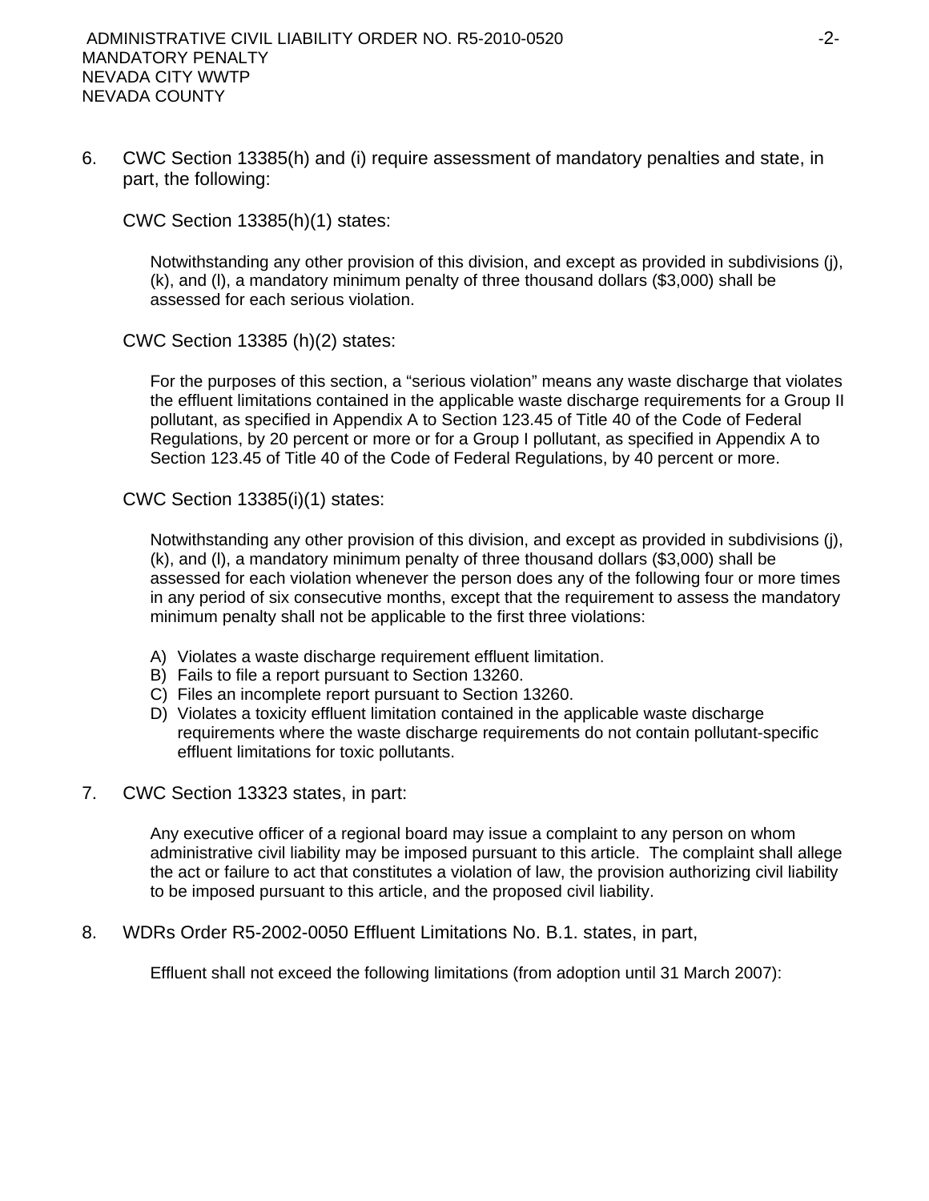6. CWC Section 13385(h) and (i) require assessment of mandatory penalties and state, in part, the following:

   CWC Section 13385(h)(1) states:

   > Notwithstanding any other provision of this division, and except as provided in subdivisions (j), (k), and (l), a mandatory minimum penalty of three thousand dollars ($3,000) shall be assessed for each serious violation.

   CWC Section 13385 (h)(2) states:

   > For the purposes of this section, a "serious violation" means any waste discharge that violates the effluent limitations contained in the applicable waste discharge requirements for a Group II pollutant, as specified in Appendix A to Section 123.45 of Title 40 of the Code of Federal Regulations, by 20 percent or more or for a Group I pollutant, as specified in Appendix A to Section 123.45 of Title 40 of the Code of Federal Regulations, by 40 percent or more.

   CWC Section 13385(i)(1) states:

   > Notwithstanding any other provision of this division, and except as provided in subdivisions (j), (k), and (l), a mandatory minimum penalty of three thousand dollars ($3,000) shall be assessed for each violation whenever the person does any of the following four or more times in any period of six consecutive months, except that the requirement to assess the mandatory minimum penalty shall not be applicable to the first three violations:
   >
   > A) Violates a waste discharge requirement effluent limitation.
   > B) Fails to file a report pursuant to Section 13260.
   > C) Files an incomplete report pursuant to Section 13260.
   > D) Violates a toxicity effluent limitation contained in the applicable waste discharge requirements where the waste discharge requirements do not contain pollutant-specific effluent limitations for toxic pollutants.

7. CWC Section 13323 states, in part:

   > Any executive officer of a regional board may issue a complaint to any person on whom administrative civil liability may be imposed pursuant to this article. The complaint shall allege the act or failure to act that constitutes a violation of law, the provision authorizing civil liability to be imposed pursuant to this article, and the proposed civil liability.

8. WDRs Order R5-2002-0050 Effluent Limitations No. B.1. states, in part,

   > Effluent shall not exceed the following limitations (from adoption until 31 March 2007):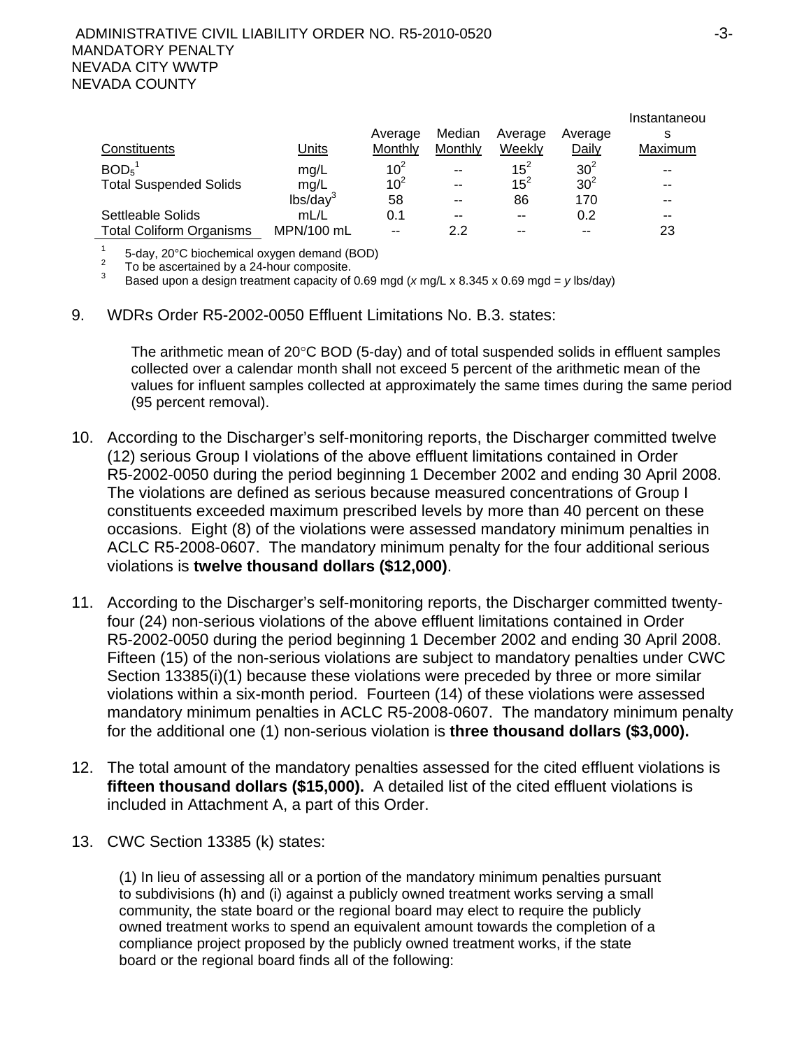| Constituents | Units | Average Monthly | Median Monthly | Average Weekly | Average Daily | Instantaneous Maximum |
|---|---|---|---|---|---|---|
| $BOD_5$[1] | mg/L | 10[2] | -- | 15[2] | 30[2] | -- |
| Total Suspended Solids | mg/L | 10[2] | -- | 15[2] | 30[2] | -- |
| | lbs/day[3] | 58 | -- | 86 | 170 | -- |
| Settleable Solids | mL/L | 0.1 | -- | -- | 0.2 | -- |
| Total Coliform Organisms | MPN/100 mL | -- | 2.2 | -- | -- | 23 |

[1] 5-day, 20°C biochemical oxygen demand (BOD)
[2] To be ascertained by a 24-hour composite.
[3] Based upon a design treatment capacity of 0.69 mgd (*x* mg/L x 8.345 x 0.69 mgd = *y* lbs/day)

9. WDRs Order R5-2002-0050 Effluent Limitations No. B.3. states:

   The arithmetic mean of 20°C BOD (5-day) and of total suspended solids in effluent samples collected over a calendar month shall not exceed 5 percent of the arithmetic mean of the values for influent samples collected at approximately the same times during the same period (95 percent removal).

10. According to the Discharger's self-monitoring reports, the Discharger committed twelve (12) serious Group I violations of the above effluent limitations contained in Order R5-2002-0050 during the period beginning 1 December 2002 and ending 30 April 2008. The violations are defined as serious because measured concentrations of Group I constituents exceeded maximum prescribed levels by more than 40 percent on these occasions. Eight (8) of the violations were assessed mandatory minimum penalties in ACLC R5-2008-0607. The mandatory minimum penalty for the four additional serious violations is **twelve thousand dollars ($12,000)**.

11. According to the Discharger's self-monitoring reports, the Discharger committed twenty-four (24) non-serious violations of the above effluent limitations contained in Order R5-2002-0050 during the period beginning 1 December 2002 and ending 30 April 2008. Fifteen (15) of the non-serious violations are subject to mandatory penalties under CWC Section 13385(i)(1) because these violations were preceded by three or more similar violations within a six-month period. Fourteen (14) of these violations were assessed mandatory minimum penalties in ACLC R5-2008-0607. The mandatory minimum penalty for the additional one (1) non-serious violation is **three thousand dollars ($3,000).**

12. The total amount of the mandatory penalties assessed for the cited effluent violations is **fifteen thousand dollars ($15,000).** A detailed list of the cited effluent violations is included in Attachment A, a part of this Order.

13. CWC Section 13385 (k) states:

    (1) In lieu of assessing all or a portion of the mandatory minimum penalties pursuant to subdivisions (h) and (i) against a publicly owned treatment works serving a small community, the state board or the regional board may elect to require the publicly owned treatment works to spend an equivalent amount towards the completion of a compliance project proposed by the publicly owned treatment works, if the state board or the regional board finds all of the following: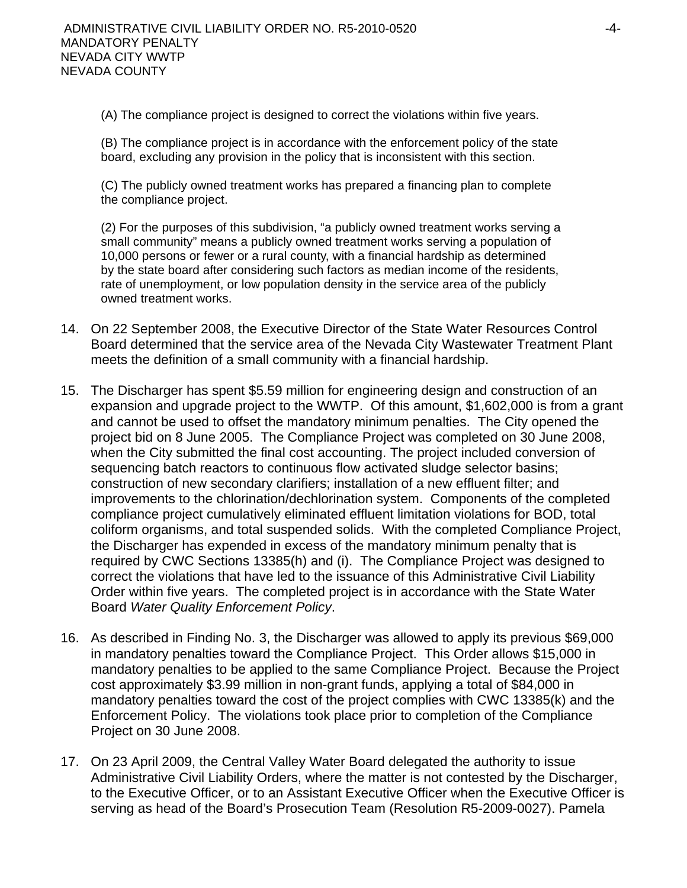(A) The compliance project is designed to correct the violations within five years.

(B) The compliance project is in accordance with the enforcement policy of the state board, excluding any provision in the policy that is inconsistent with this section.

(C) The publicly owned treatment works has prepared a financing plan to complete the compliance project.

(2) For the purposes of this subdivision, "a publicly owned treatment works serving a small community" means a publicly owned treatment works serving a population of 10,000 persons or fewer or a rural county, with a financial hardship as determined by the state board after considering such factors as median income of the residents, rate of unemployment, or low population density in the service area of the publicly owned treatment works.

14. On 22 September 2008, the Executive Director of the State Water Resources Control Board determined that the service area of the Nevada City Wastewater Treatment Plant meets the definition of a small community with a financial hardship.

15. The Discharger has spent $5.59 million for engineering design and construction of an expansion and upgrade project to the WWTP. Of this amount, $1,602,000 is from a grant and cannot be used to offset the mandatory minimum penalties. The City opened the project bid on 8 June 2005. The Compliance Project was completed on 30 June 2008, when the City submitted the final cost accounting. The project included conversion of sequencing batch reactors to continuous flow activated sludge selector basins; construction of new secondary clarifiers; installation of a new effluent filter; and improvements to the chlorination/dechlorination system. Components of the completed compliance project cumulatively eliminated effluent limitation violations for BOD, total coliform organisms, and total suspended solids. With the completed Compliance Project, the Discharger has expended in excess of the mandatory minimum penalty that is required by CWC Sections 13385(h) and (i). The Compliance Project was designed to correct the violations that have led to the issuance of this Administrative Civil Liability Order within five years. The completed project is in accordance with the State Water Board *Water Quality Enforcement Policy*.

16. As described in Finding No. 3, the Discharger was allowed to apply its previous $69,000 in mandatory penalties toward the Compliance Project. This Order allows $15,000 in mandatory penalties to be applied to the same Compliance Project. Because the Project cost approximately $3.99 million in non-grant funds, applying a total of $84,000 in mandatory penalties toward the cost of the project complies with CWC 13385(k) and the Enforcement Policy. The violations took place prior to completion of the Compliance Project on 30 June 2008.

17. On 23 April 2009, the Central Valley Water Board delegated the authority to issue Administrative Civil Liability Orders, where the matter is not contested by the Discharger, to the Executive Officer, or to an Assistant Executive Officer when the Executive Officer is serving as head of the Board's Prosecution Team (Resolution R5-2009-0027). Pamela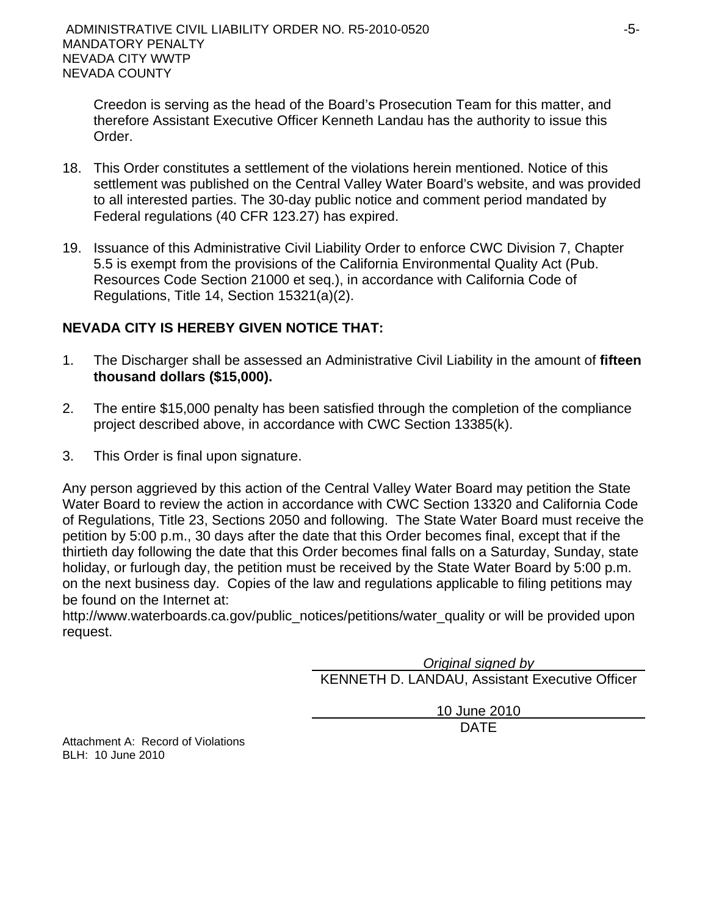Creedon is serving as the head of the Board's Prosecution Team for this matter, and therefore Assistant Executive Officer Kenneth Landau has the authority to issue this Order.

18. This Order constitutes a settlement of the violations herein mentioned. Notice of this settlement was published on the Central Valley Water Board's website, and was provided to all interested parties. The 30-day public notice and comment period mandated by Federal regulations (40 CFR 123.27) has expired.

19. Issuance of this Administrative Civil Liability Order to enforce CWC Division 7, Chapter 5.5 is exempt from the provisions of the California Environmental Quality Act (Pub. Resources Code Section 21000 et seq.), in accordance with California Code of Regulations, Title 14, Section 15321(a)(2).

**NEVADA CITY IS HEREBY GIVEN NOTICE THAT:**

1. The Discharger shall be assessed an Administrative Civil Liability in the amount of **fifteen thousand dollars ($15,000).**

2. The entire $15,000 penalty has been satisfied through the completion of the compliance project described above, in accordance with CWC Section 13385(k).

3. This Order is final upon signature.

Any person aggrieved by this action of the Central Valley Water Board may petition the State Water Board to review the action in accordance with CWC Section 13320 and California Code of Regulations, Title 23, Sections 2050 and following. The State Water Board must receive the petition by 5:00 p.m., 30 days after the date that this Order becomes final, except that if the thirtieth day following the date that this Order becomes final falls on a Saturday, Sunday, state holiday, or furlough day, the petition must be received by the State Water Board by 5:00 p.m. on the next business day. Copies of the law and regulations applicable to filing petitions may be found on the Internet at:
http://www.waterboards.ca.gov/public_notices/petitions/water_quality or will be provided upon request.

*Original signed by*
KENNETH D. LANDAU, Assistant Executive Officer

10 June 2010
DATE

Attachment A: Record of Violations
BLH: 10 June 2010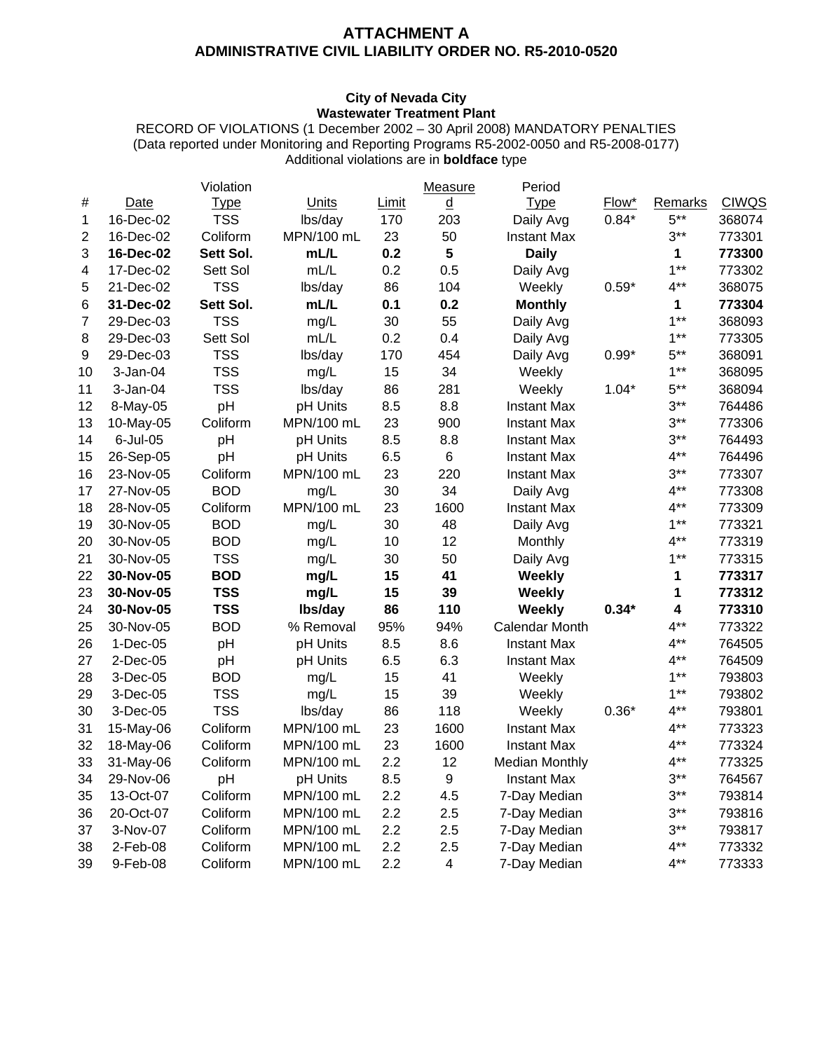# ATTACHMENT A
## ADMINISTRATIVE CIVIL LIABILITY ORDER NO. R5-2010-0520

**City of Nevada City**
**Wastewater Treatment Plant**

RECORD OF VIOLATIONS (1 December 2002 – 30 April 2008) MANDATORY PENALTIES
(Data reported under Monitoring and Reporting Programs R5-2002-0050 and R5-2008-0177)
Additional violations are in **boldface** type

| # | Date | Violation Type | Units | Limit | Measured | Period Type | Flow* | Remarks | CIWQS |
|---|---|---|---|---|---|---|---|---|---|
| 1 | 16-Dec-02 | TSS | lbs/day | 170 | 203 | Daily Avg | 0.84* | 5** | 368074 |
| 2 | 16-Dec-02 | Coliform | MPN/100 mL | 23 | 50 | Instant Max | | 3** | 773301 |
| **3** | **16-Dec-02** | **Sett Sol.** | **mL/L** | **0.2** | **5** | **Daily** | | **1** | **773300** |
| 4 | 17-Dec-02 | Sett Sol | mL/L | 0.2 | 0.5 | Daily Avg | | 1** | 773302 |
| 5 | 21-Dec-02 | TSS | lbs/day | 86 | 104 | Weekly | 0.59* | 4** | 368075 |
| **6** | **31-Dec-02** | **Sett Sol.** | **mL/L** | **0.1** | **0.2** | **Monthly** | | **1** | **773304** |
| 7 | 29-Dec-03 | TSS | mg/L | 30 | 55 | Daily Avg | | 1** | 368093 |
| 8 | 29-Dec-03 | Sett Sol | mL/L | 0.2 | 0.4 | Daily Avg | | 1** | 773305 |
| 9 | 29-Dec-03 | TSS | lbs/day | 170 | 454 | Daily Avg | 0.99* | 5** | 368091 |
| 10 | 3-Jan-04 | TSS | mg/L | 15 | 34 | Weekly | | 1** | 368095 |
| 11 | 3-Jan-04 | TSS | lbs/day | 86 | 281 | Weekly | 1.04* | 5** | 368094 |
| 12 | 8-May-05 | pH | pH Units | 8.5 | 8.8 | Instant Max | | 3** | 764486 |
| 13 | 10-May-05 | Coliform | MPN/100 mL | 23 | 900 | Instant Max | | 3** | 773306 |
| 14 | 6-Jul-05 | pH | pH Units | 8.5 | 8.8 | Instant Max | | 3** | 764493 |
| 15 | 26-Sep-05 | pH | pH Units | 6.5 | 6 | Instant Max | | 4** | 764496 |
| 16 | 23-Nov-05 | Coliform | MPN/100 mL | 23 | 220 | Instant Max | | 3** | 773307 |
| 17 | 27-Nov-05 | BOD | mg/L | 30 | 34 | Daily Avg | | 4** | 773308 |
| 18 | 28-Nov-05 | Coliform | MPN/100 mL | 23 | 1600 | Instant Max | | 4** | 773309 |
| 19 | 30-Nov-05 | BOD | mg/L | 30 | 48 | Daily Avg | | 1** | 773321 |
| 20 | 30-Nov-05 | BOD | mg/L | 10 | 12 | Monthly | | 4** | 773319 |
| 21 | 30-Nov-05 | TSS | mg/L | 30 | 50 | Daily Avg | | 1** | 773315 |
| **22** | **30-Nov-05** | **BOD** | **mg/L** | **15** | **41** | **Weekly** | | **1** | **773317** |
| **23** | **30-Nov-05** | **TSS** | **mg/L** | **15** | **39** | **Weekly** | | **1** | **773312** |
| **24** | **30-Nov-05** | **TSS** | **lbs/day** | **86** | **110** | **Weekly** | **0.34*** | **4** | **773310** |
| 25 | 30-Nov-05 | BOD | % Removal | 95% | 94% | Calendar Month | | 4** | 773322 |
| 26 | 1-Dec-05 | pH | pH Units | 8.5 | 8.6 | Instant Max | | 4** | 764505 |
| 27 | 2-Dec-05 | pH | pH Units | 6.5 | 6.3 | Instant Max | | 4** | 764509 |
| 28 | 3-Dec-05 | BOD | mg/L | 15 | 41 | Weekly | | 1** | 793803 |
| 29 | 3-Dec-05 | TSS | mg/L | 15 | 39 | Weekly | | 1** | 793802 |
| 30 | 3-Dec-05 | TSS | lbs/day | 86 | 118 | Weekly | 0.36* | 4** | 793801 |
| 31 | 15-May-06 | Coliform | MPN/100 mL | 23 | 1600 | Instant Max | | 4** | 773323 |
| 32 | 18-May-06 | Coliform | MPN/100 mL | 23 | 1600 | Instant Max | | 4** | 773324 |
| 33 | 31-May-06 | Coliform | MPN/100 mL | 2.2 | 12 | Median Monthly | | 4** | 773325 |
| 34 | 29-Nov-06 | pH | pH Units | 8.5 | 9 | Instant Max | | 3** | 764567 |
| 35 | 13-Oct-07 | Coliform | MPN/100 mL | 2.2 | 4.5 | 7-Day Median | | 3** | 793814 |
| 36 | 20-Oct-07 | Coliform | MPN/100 mL | 2.2 | 2.5 | 7-Day Median | | 3** | 793816 |
| 37 | 3-Nov-07 | Coliform | MPN/100 mL | 2.2 | 2.5 | 7-Day Median | | 3** | 793817 |
| 38 | 2-Feb-08 | Coliform | MPN/100 mL | 2.2 | 2.5 | 7-Day Median | | 4** | 773332 |
| 39 | 9-Feb-08 | Coliform | MPN/100 mL | 2.2 | 4 | 7-Day Median | | 4** | 773333 |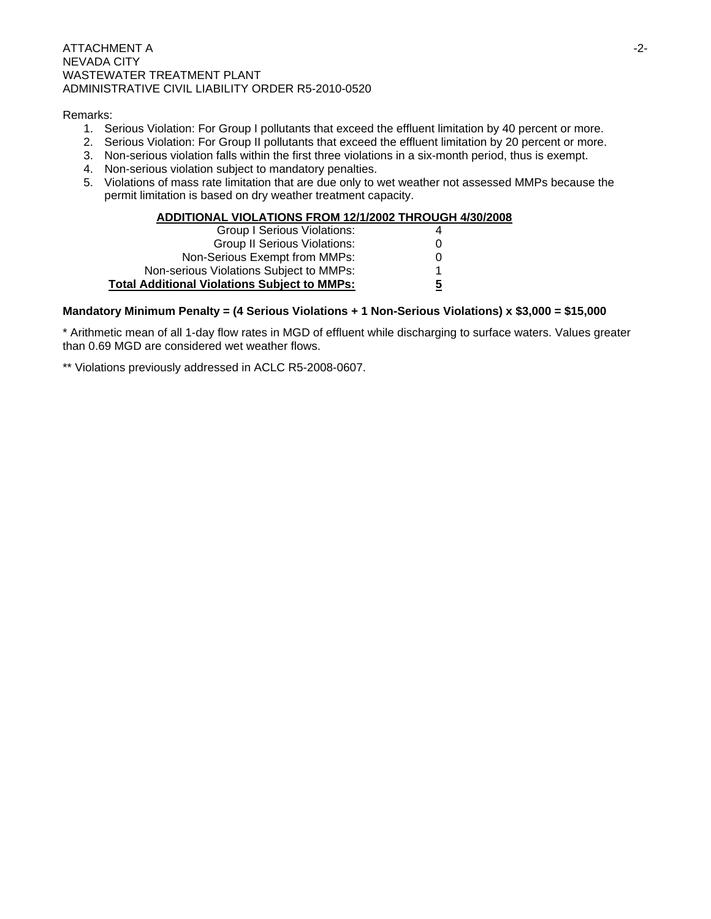Remarks:

1. Serious Violation: For Group I pollutants that exceed the effluent limitation by 40 percent or more.
2. Serious Violation: For Group II pollutants that exceed the effluent limitation by 20 percent or more.
3. Non-serious violation falls within the first three violations in a six-month period, thus is exempt.
4. Non-serious violation subject to mandatory penalties.
5. Violations of mass rate limitation that are due only to wet weather not assessed MMPs because the permit limitation is based on dry weather treatment capacity.

**ADDITIONAL VIOLATIONS FROM 12/1/2002 THROUGH 4/30/2008**

| | |
|---|---|
| Group I Serious Violations: | 4 |
| Group II Serious Violations: | 0 |
| Non-Serious Exempt from MMPs: | 0 |
| Non-serious Violations Subject to MMPs: | 1 |
| **Total Additional Violations Subject to MMPs:** | **5** |

**Mandatory Minimum Penalty = (4 Serious Violations + 1 Non-Serious Violations) x $3,000 = $15,000**

* Arithmetic mean of all 1-day flow rates in MGD of effluent while discharging to surface waters. Values greater than 0.69 MGD are considered wet weather flows.

** Violations previously addressed in ACLC R5-2008-0607.